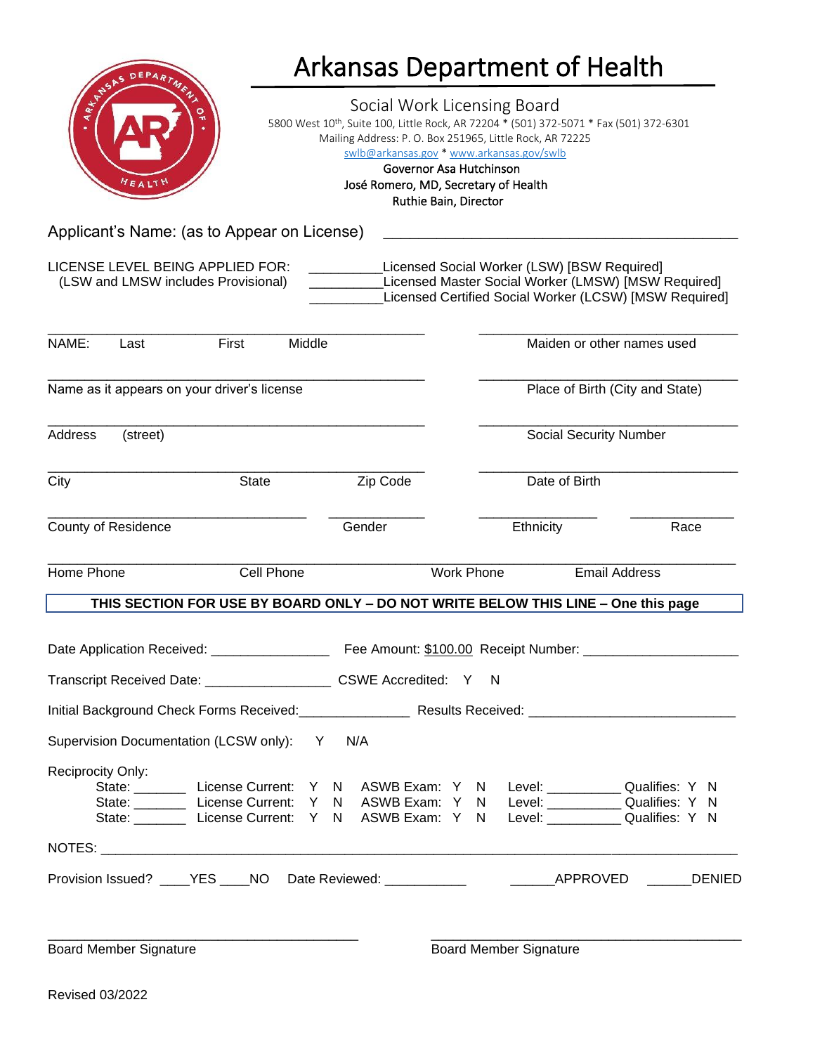# Arkansas Department of Health

## Social Work Licensing Board

5800 West 10th, Suite 100, Little Rock, AR 72204 * (501) 372-5071 * Fax (501) 372-6301
Mailing Address: P. O. Box 251965, Little Rock, AR 72225
swlb@arkansas.gov * www.arkansas.gov/swlb
Governor Asa Hutchinson
José Romero, MD, Secretary of Health
Ruthie Bain, Director

Applicant's Name: (as to Appear on License) ____________________________________________

LICENSE LEVEL BEING APPLIED FOR: (LSW and LMSW includes Provisional)

__________Licensed Social Worker (LSW) [BSW Required]
__________Licensed Master Social Worker (LMSW) [MSW Required]
__________Licensed Certified Social Worker (LCSW) [MSW Required]

_______________________________________________ NAME: Last First Middle

_______________________________________________ Maiden or other names used

_______________________________________________ Name as it appears on your driver's license

_______________________________________________ Place of Birth (City and State)

_______________________________________________ Address (street)

_______________________________________________ Social Security Number

_______________________________________________ City State Zip Code

_______________________________________________ Date of Birth

_______________________ County of Residence

___________ Gender

___________ Ethnicity

___________ Race

_______________________________________________________________
Home Phone Cell Phone Work Phone Email Address

**THIS SECTION FOR USE BY BOARD ONLY – DO NOT WRITE BELOW THIS LINE – One this page**

Date Application Received: ________________ Fee Amount: $100.00 Receipt Number: ____________________

Transcript Received Date: ________________ CSWE Accredited: Y N

Initial Background Check Forms Received:______________ Results Received: __________________________

Supervision Documentation (LCSW only): Y N/A

Reciprocity Only:

State: _______ License Current: Y N ASWB Exam: Y N Level: __________ Qualifies: Y N
State: _______ License Current: Y N ASWB Exam: Y N Level: __________ Qualifies: Y N
State: _______ License Current: Y N ASWB Exam: Y N Level: __________ Qualifies: Y N

NOTES: ________________________________________________________________________________

Provision Issued? ____YES ____NO Date Reviewed: ___________ ______APPROVED ______DENIED

_________________________________________ Board Member Signature

_________________________________________ Board Member Signature

Revised 03/2022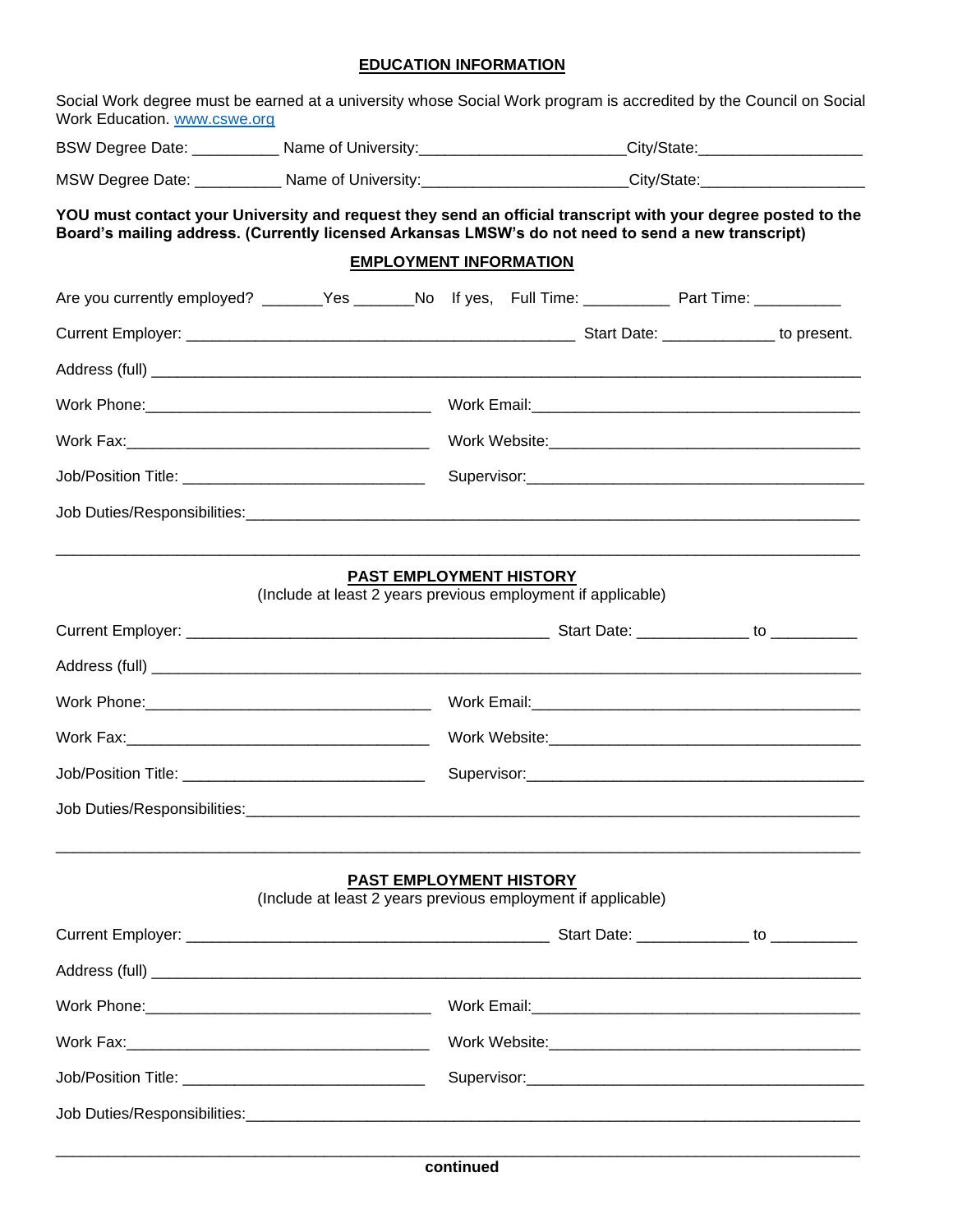## EDUCATION INFORMATION

Social Work degree must be earned at a university whose Social Work program is accredited by the Council on Social Work Education. www.cswe.org

BSW Degree Date: __________ Name of University:_______________________City/State:__________________

MSW Degree Date: __________ Name of University:_______________________City/State:__________________

**YOU must contact your University and request they send an official transcript with your degree posted to the Board's mailing address. (Currently licensed Arkansas LMSW's do not need to send a new transcript)**

## EMPLOYMENT INFORMATION

Are you currently employed? _______Yes _______No  If yes,  Full Time: __________  Part Time: __________

Current Employer: ____________________________________________ Start Date: _____________ to present.

Address (full) ____________________________________________________________________________

Work Phone:________________________________  Work Email:______________________________________

Work Fax:__________________________________  Work Website:____________________________________

Job/Position Title: ___________________________  Supervisor:_______________________________________

Job Duties/Responsibilities:___________________________________________________________________

______________________________________________________________________________________

## PAST EMPLOYMENT HISTORY

(Include at least 2 years previous employment if applicable)

Current Employer: __________________________________________ Start Date: _____________ to __________

Address (full) ____________________________________________________________________________

Work Phone:________________________________  Work Email:______________________________________

Work Fax:__________________________________  Work Website:____________________________________

Job/Position Title: ___________________________  Supervisor:_______________________________________

Job Duties/Responsibilities:___________________________________________________________________

______________________________________________________________________________________

## PAST EMPLOYMENT HISTORY

(Include at least 2 years previous employment if applicable)

Current Employer: __________________________________________ Start Date: _____________ to __________

Address (full) ____________________________________________________________________________

Work Phone:________________________________  Work Email:______________________________________

Work Fax:__________________________________  Work Website:____________________________________

Job/Position Title: ___________________________  Supervisor:_______________________________________

Job Duties/Responsibilities:___________________________________________________________________

______________________________________________________________________________________

**continued**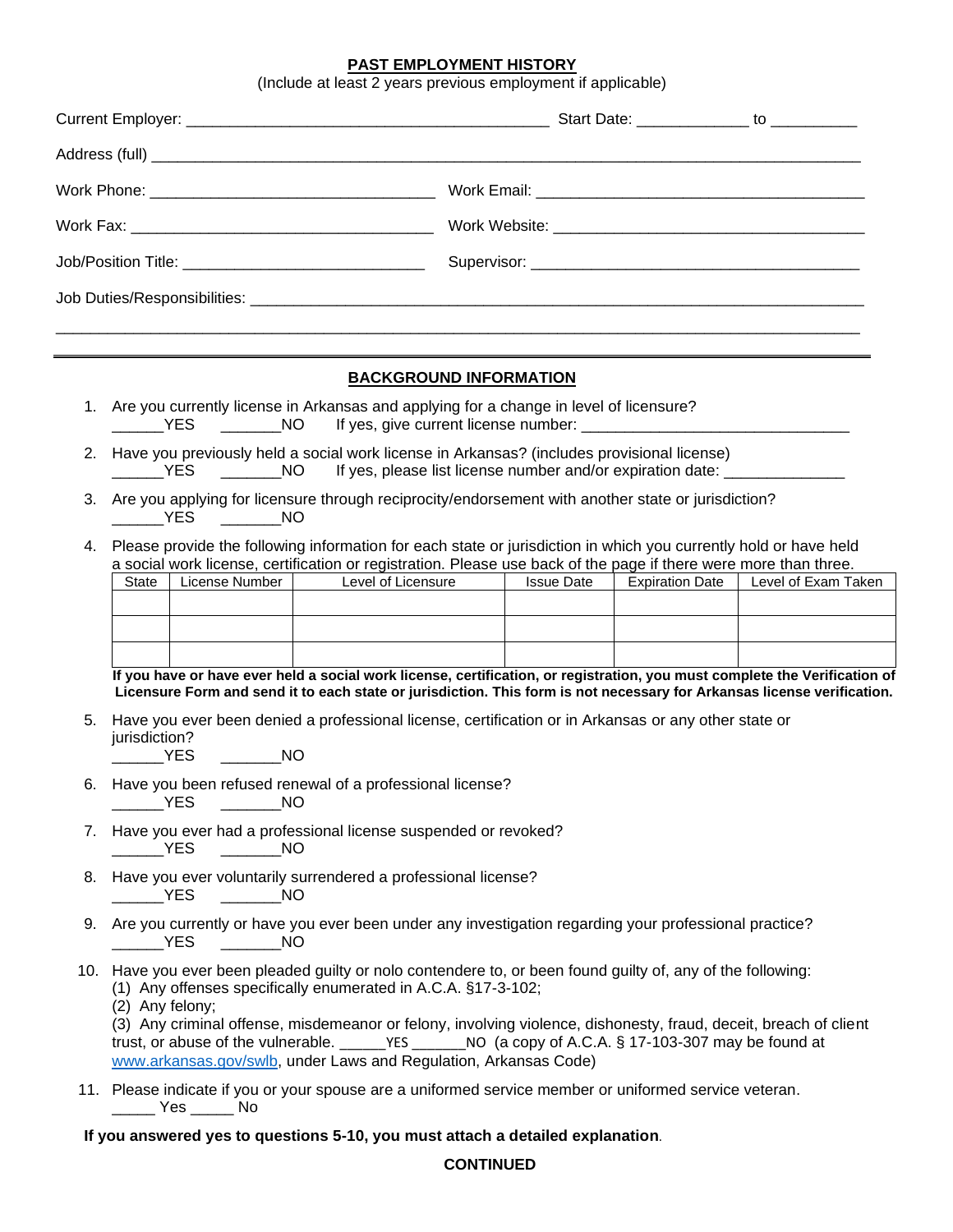## PAST EMPLOYMENT HISTORY

(Include at least 2 years previous employment if applicable)

Current Employer: ___________________________________________ Start Date: _____________ to __________

Address (full) ________________________________________________________________________________

Work Phone: _________________________________ Work Email: _______________________________________

Work Fax: ___________________________________ Work Website: _____________________________________

Job/Position Title: ____________________________ Supervisor: ______________________________________

Job Duties/Responsibilities: ______________________________________________________________________

_______________________________________________________________________________________________

---

## BACKGROUND INFORMATION

1. Are you currently license in Arkansas and applying for a change in level of licensure?
   ______YES _______NO If yes, give current license number: _______________________________

2. Have you previously held a social work license in Arkansas? (includes provisional license)
   ______YES _______NO If yes, please list license number and/or expiration date: ______________

3. Are you applying for licensure through reciprocity/endorsement with another state or jurisdiction?
   ______YES _______NO

4. Please provide the following information for each state or jurisdiction in which you currently hold or have held a social work license, certification or registration. Please use back of the page if there were more than three.

| State | License Number | Level of Licensure | Issue Date | Expiration Date | Level of Exam Taken |
|---|---|---|---|---|---|
| | | | | | |
| | | | | | |
| | | | | | |

**If you have or have ever held a social work license, certification, or registration, you must complete the Verification of Licensure Form and send it to each state or jurisdiction. This form is not necessary for Arkansas license verification.**

5. Have you ever been denied a professional license, certification or in Arkansas or any other state or jurisdiction?
   ______YES _______NO

6. Have you been refused renewal of a professional license?
   ______YES _______NO

7. Have you ever had a professional license suspended or revoked?
   ______YES _______NO

8. Have you ever voluntarily surrendered a professional license?
   ______YES _______NO

9. Are you currently or have you ever been under any investigation regarding your professional practice?
   ______YES _______NO

10. Have you ever been pleaded guilty or nolo contendere to, or been found guilty of, any of the following:
    (1) Any offenses specifically enumerated in A.C.A. §17-3-102;
    (2) Any felony;
    (3) Any criminal offense, misdemeanor or felony, involving violence, dishonesty, fraud, deceit, breach of client trust, or abuse of the vulnerable. _____YES ______NO (a copy of A.C.A. § 17-103-307 may be found at [www.arkansas.gov/swlb](http://www.arkansas.gov/swlb), under Laws and Regulation, Arkansas Code)

11. Please indicate if you or your spouse are a uniformed service member or uniformed service veteran.
    _____ Yes _____ No

**If you answered yes to questions 5-10, you must attach a detailed explanation**.

**CONTINUED**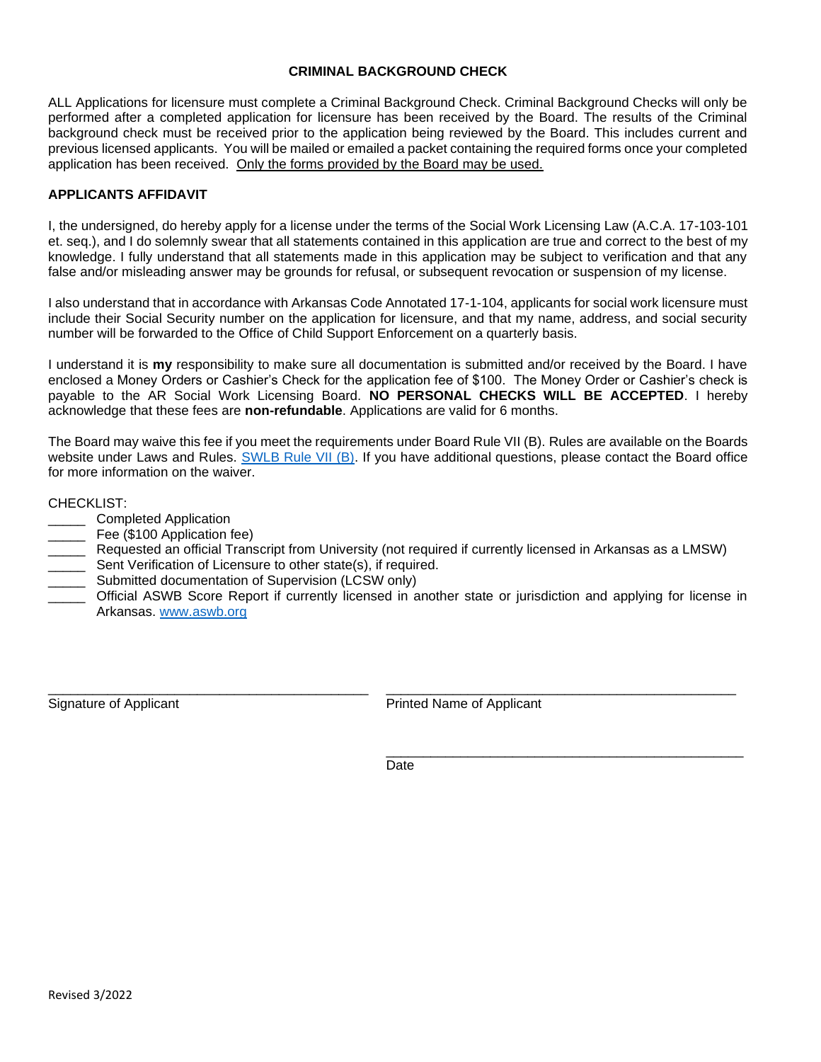## CRIMINAL BACKGROUND CHECK

ALL Applications for licensure must complete a Criminal Background Check. Criminal Background Checks will only be performed after a completed application for licensure has been received by the Board. The results of the Criminal background check must be received prior to the application being reviewed by the Board. This includes current and previous licensed applicants. You will be mailed or emailed a packet containing the required forms once your completed application has been received. Only the forms provided by the Board may be used.

### APPLICANTS AFFIDAVIT

I, the undersigned, do hereby apply for a license under the terms of the Social Work Licensing Law (A.C.A. 17-103-101 et. seq.), and I do solemnly swear that all statements contained in this application are true and correct to the best of my knowledge. I fully understand that all statements made in this application may be subject to verification and that any false and/or misleading answer may be grounds for refusal, or subsequent revocation or suspension of my license.

I also understand that in accordance with Arkansas Code Annotated 17-1-104, applicants for social work licensure must include their Social Security number on the application for licensure, and that my name, address, and social security number will be forwarded to the Office of Child Support Enforcement on a quarterly basis.

I understand it is **my** responsibility to make sure all documentation is submitted and/or received by the Board. I have enclosed a Money Orders or Cashier's Check for the application fee of $100. The Money Order or Cashier's check is payable to the AR Social Work Licensing Board. **NO PERSONAL CHECKS WILL BE ACCEPTED**. I hereby acknowledge that these fees are **non-refundable**. Applications are valid for 6 months.

The Board may waive this fee if you meet the requirements under Board Rule VII (B). Rules are available on the Boards website under Laws and Rules. SWLB Rule VII (B). If you have additional questions, please contact the Board office for more information on the waiver.

CHECKLIST:

_____ Completed Application
_____ Fee ($100 Application fee)
_____ Requested an official Transcript from University (not required if currently licensed in Arkansas as a LMSW)
_____ Sent Verification of Licensure to other state(s), if required.
_____ Submitted documentation of Supervision (LCSW only)
_____ Official ASWB Score Report if currently licensed in another state or jurisdiction and applying for license in Arkansas. www.aswb.org

_____________________________________________ Signature of Applicant

_____________________________________________ Printed Name of Applicant

_____________________________________________ Date

Revised 3/2022